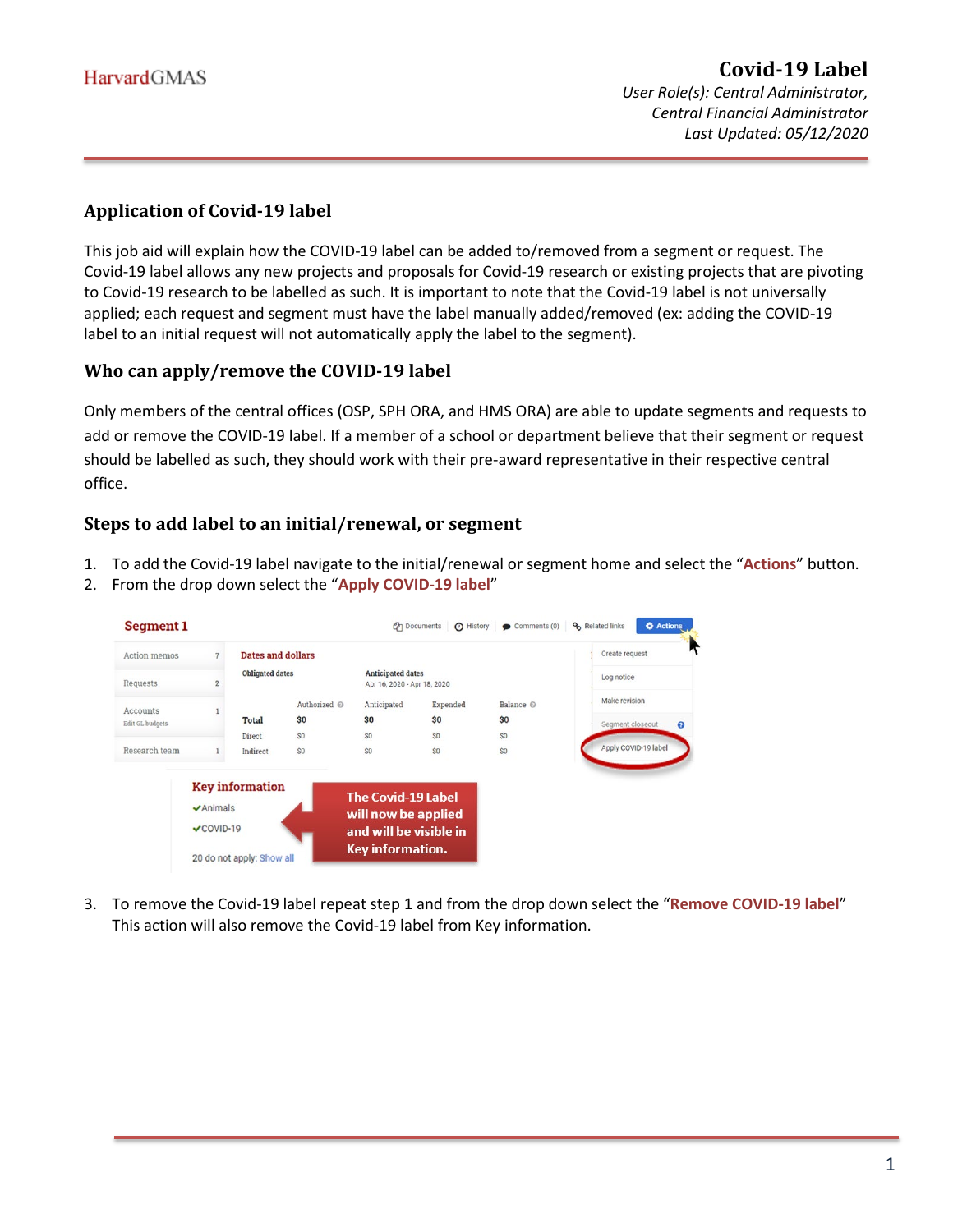# Covid-19 Label

*User Role(s): Central Administrator, Central Financial Administrator*
*Last Updated: 05/12/2020*

## Application of Covid-19 label

This job aid will explain how the COVID-19 label can be added to/removed from a segment or request. The Covid-19 label allows any new projects and proposals for Covid-19 research or existing projects that are pivoting to Covid-19 research to be labelled as such. It is important to note that the Covid-19 label is not universally applied; each request and segment must have the label manually added/removed (ex: adding the COVID-19 label to an initial request will not automatically apply the label to the segment).

## Who can apply/remove the COVID-19 label

Only members of the central offices (OSP, SPH ORA, and HMS ORA) are able to update segments and requests to add or remove the COVID-19 label. If a member of a school or department believe that their segment or request should be labelled as such, they should work with their pre-award representative in their respective central office.

## Steps to add label to an initial/renewal, or segment

1. To add the Covid-19 label navigate to the initial/renewal or segment home and select the "**Actions**" button.
2. From the drop down select the "**Apply COVID-19 label**"

3. To remove the Covid-19 label repeat step 1 and from the drop down select the "**Remove COVID-19 label**" This action will also remove the Covid-19 label from Key information.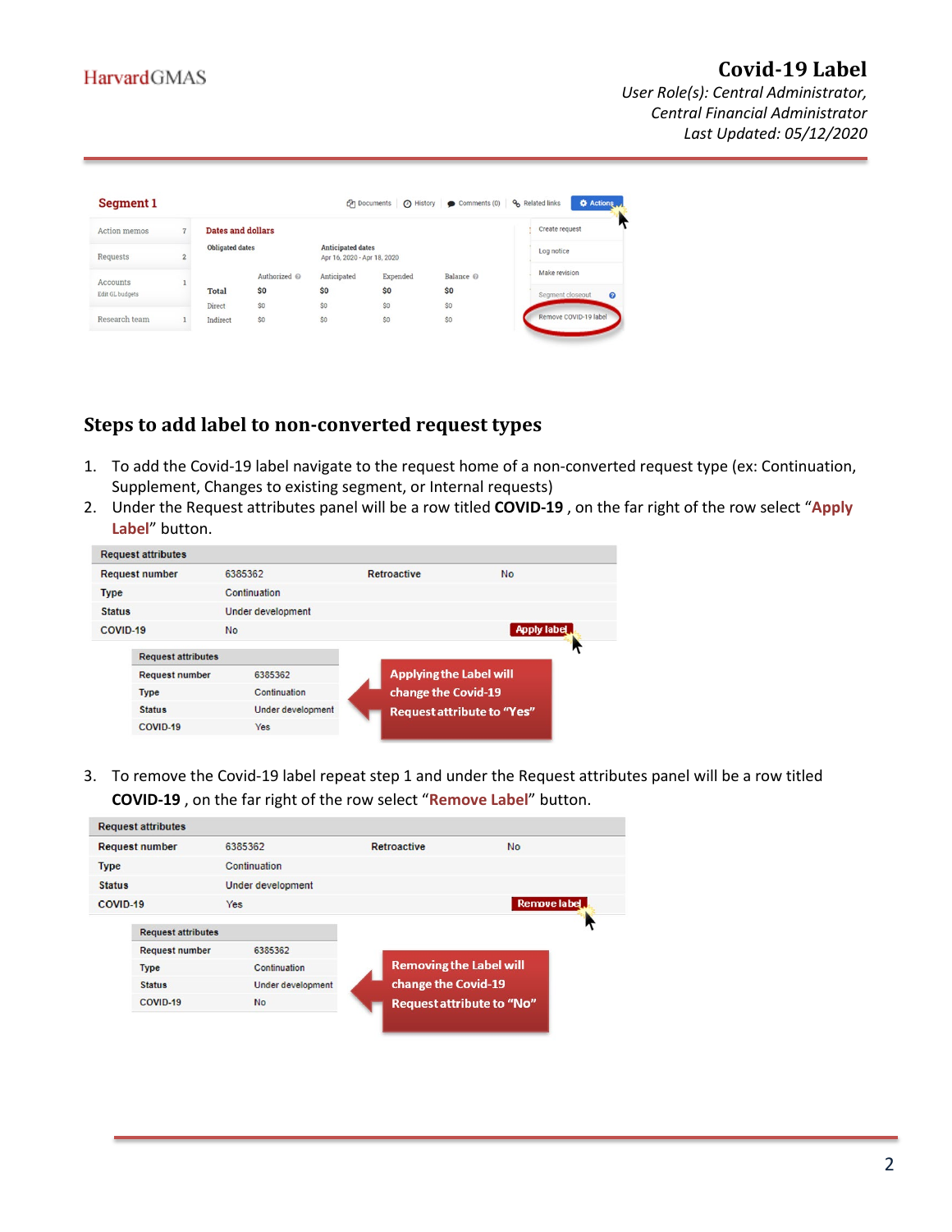HarvardGMAS

# Covid-19 Label

*User Role(s): Central Administrator, Central Financial Administrator*

*Last Updated: 05/12/2020*

**Segment 1**

Documents | History | Comments (0) | Related links | Actions

| | |
|---|---|
| Action memos | 7 |
| Requests | 2 |
| Accounts (Edit GL budgets) | 1 |
| Research team | 1 |

**Dates and dollars**

Obligated dates

Anticipated dates: Apr 16, 2020 - Apr 18, 2020

| | Authorized | Anticipated | Expended | Balance |
|---|---|---|---|---|
| Total | $0 | $0 | $0 | $0 |
| Direct | $0 | $0 | $0 | $0 |
| Indirect | $0 | $0 | $0 | $0 |

Create request

Log notice

Make revision

Segment closeout

Remove COVID-19 label

## Steps to add label to non-converted request types

1. To add the Covid-19 label navigate to the request home of a non-converted request type (ex: Continuation, Supplement, Changes to existing segment, or Internal requests)
2. Under the Request attributes panel will be a row titled **COVID-19** , on the far right of the row select "**Apply Label**" button.

| Request attributes | | | |
|---|---|---|---|
| Request number | 6385362 | Retroactive | No |
| Type | Continuation | | |
| Status | Under development | | |
| COVID-19 | No | | Apply label |

| Request attributes | |
|---|---|
| Request number | 6385362 |
| Type | Continuation |
| Status | Under development |
| COVID-19 | Yes |

Applying the Label will change the Covid-19 Request attribute to "Yes"

3. To remove the Covid-19 label repeat step 1 and under the Request attributes panel will be a row titled **COVID-19** , on the far right of the row select "**Remove Label**" button.

| Request attributes | | | |
|---|---|---|---|
| Request number | 6385362 | Retroactive | No |
| Type | Continuation | | |
| Status | Under development | | |
| COVID-19 | Yes | | Remove label |

| Request attributes | |
|---|---|
| Request number | 6385362 |
| Type | Continuation |
| Status | Under development |
| COVID-19 | No |

Removing the Label will change the Covid-19 Request attribute to "No"